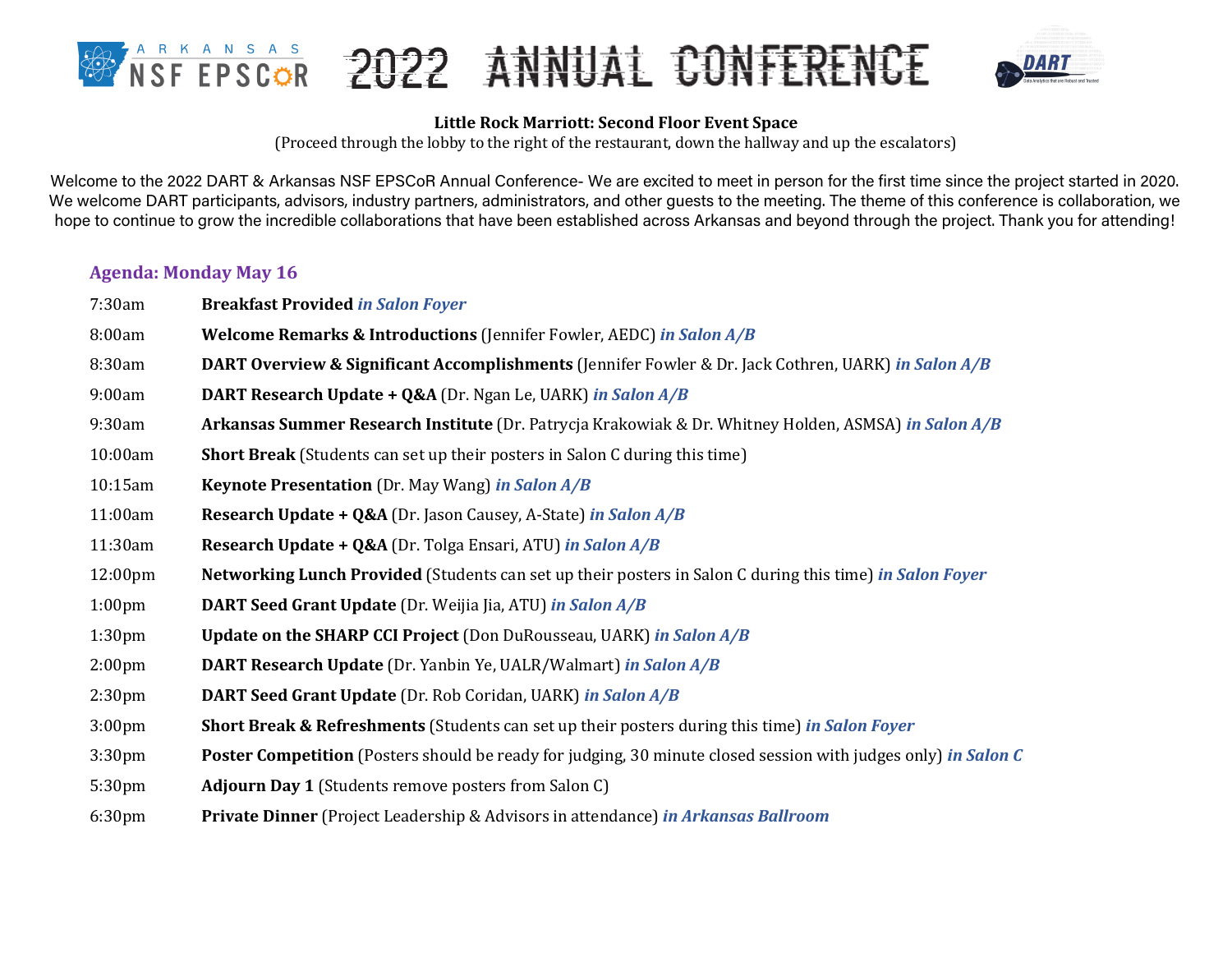# ARKANSAS NSF EPSCoR 2022 ANNUAL CONFERENCE DART

**Little Rock Marriott: Second Floor Event Space**

(Proceed through the lobby to the right of the restaurant, down the hallway and up the escalators)

Welcome to the 2022 DART & Arkansas NSF EPSCoR Annual Conference- We are excited to meet in person for the first time since the project started in 2020. We welcome DART participants, advisors, industry partners, administrators, and other guests to the meeting. The theme of this conference is collaboration, we hope to continue to grow the incredible collaborations that have been established across Arkansas and beyond through the project. Thank you for attending!

## Agenda: Monday May 16

| | |
|---|---|
| 7:30am | **Breakfast Provided** ***in Salon Foyer*** |
| 8:00am | **Welcome Remarks & Introductions** (Jennifer Fowler, AEDC) ***in Salon A/B*** |
| 8:30am | **DART Overview & Significant Accomplishments** (Jennifer Fowler & Dr. Jack Cothren, UARK) ***in Salon A/B*** |
| 9:00am | **DART Research Update + Q&A** (Dr. Ngan Le, UARK) ***in Salon A/B*** |
| 9:30am | **Arkansas Summer Research Institute** (Dr. Patrycja Krakowiak & Dr. Whitney Holden, ASMSA) ***in Salon A/B*** |
| 10:00am | **Short Break** (Students can set up their posters in Salon C during this time) |
| 10:15am | **Keynote Presentation** (Dr. May Wang) ***in Salon A/B*** |
| 11:00am | **Research Update + Q&A** (Dr. Jason Causey, A-State) ***in Salon A/B*** |
| 11:30am | **Research Update + Q&A** (Dr. Tolga Ensari, ATU) ***in Salon A/B*** |
| 12:00pm | **Networking Lunch Provided** (Students can set up their posters in Salon C during this time) ***in Salon Foyer*** |
| 1:00pm | **DART Seed Grant Update** (Dr. Weijia Jia, ATU) ***in Salon A/B*** |
| 1:30pm | **Update on the SHARP CCI Project** (Don DuRousseau, UARK) ***in Salon A/B*** |
| 2:00pm | **DART Research Update** (Dr. Yanbin Ye, UALR/Walmart) ***in Salon A/B*** |
| 2:30pm | **DART Seed Grant Update** (Dr. Rob Coridan, UARK) ***in Salon A/B*** |
| 3:00pm | **Short Break & Refreshments** (Students can set up their posters during this time) ***in Salon Foyer*** |
| 3:30pm | **Poster Competition** (Posters should be ready for judging, 30 minute closed session with judges only) ***in Salon C*** |
| 5:30pm | **Adjourn Day 1** (Students remove posters from Salon C) |
| 6:30pm | **Private Dinner** (Project Leadership & Advisors in attendance) ***in Arkansas Ballroom*** |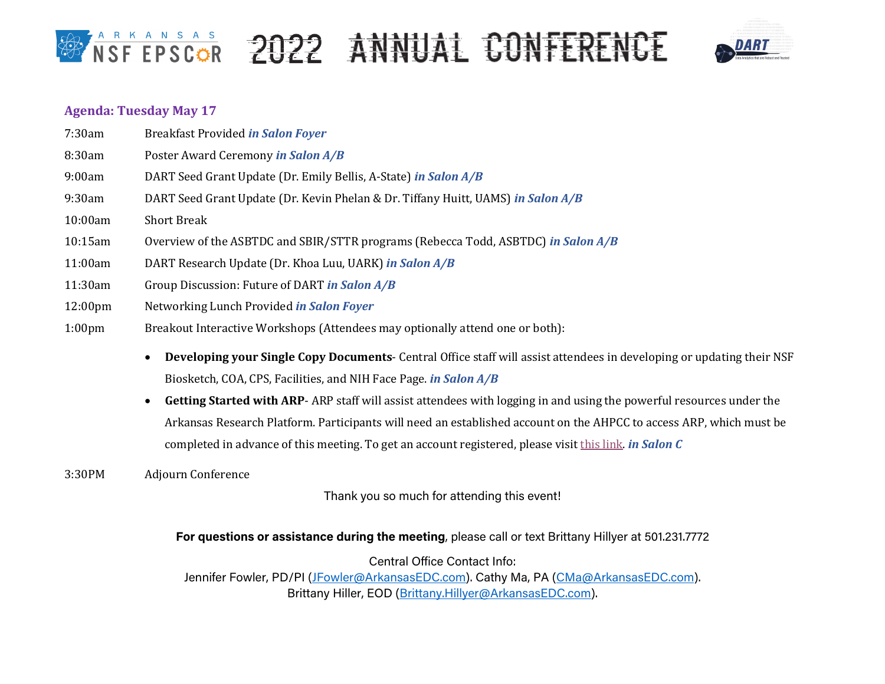## Agenda: Tuesday May 17

| | |
|---|---|
| 7:30am | Breakfast Provided ***in Salon Foyer*** |
| 8:30am | Poster Award Ceremony ***in Salon A/B*** |
| 9:00am | DART Seed Grant Update (Dr. Emily Bellis, A-State) ***in Salon A/B*** |
| 9:30am | DART Seed Grant Update (Dr. Kevin Phelan & Dr. Tiffany Huitt, UAMS) ***in Salon A/B*** |
| 10:00am | Short Break |
| 10:15am | Overview of the ASBTDC and SBIR/STTR programs (Rebecca Todd, ASBTDC) ***in Salon A/B*** |
| 11:00am | DART Research Update (Dr. Khoa Luu, UARK) ***in Salon A/B*** |
| 11:30am | Group Discussion: Future of DART ***in Salon A/B*** |
| 12:00pm | Networking Lunch Provided ***in Salon Foyer*** |
| 1:00pm | Breakout Interactive Workshops (Attendees may optionally attend one or both): |

- **Developing your Single Copy Documents**- Central Office staff will assist attendees in developing or updating their NSF Biosketch, COA, CPS, Facilities, and NIH Face Page. ***in Salon A/B***
- **Getting Started with ARP**- ARP staff will assist attendees with logging in and using the powerful resources under the Arkansas Research Platform. Participants will need an established account on the AHPCC to access ARP, which must be completed in advance of this meeting. To get an account registered, please visit this link. ***in Salon C***

3:30PM Adjourn Conference

Thank you so much for attending this event!

**For questions or assistance during the meeting**, please call or text Brittany Hillyer at 501.231.7772

Central Office Contact Info:
Jennifer Fowler, PD/PI (JFowler@ArkansasEDC.com). Cathy Ma, PA (CMa@ArkansasEDC.com).
Brittany Hiller, EOD (Brittany.Hillyer@ArkansasEDC.com).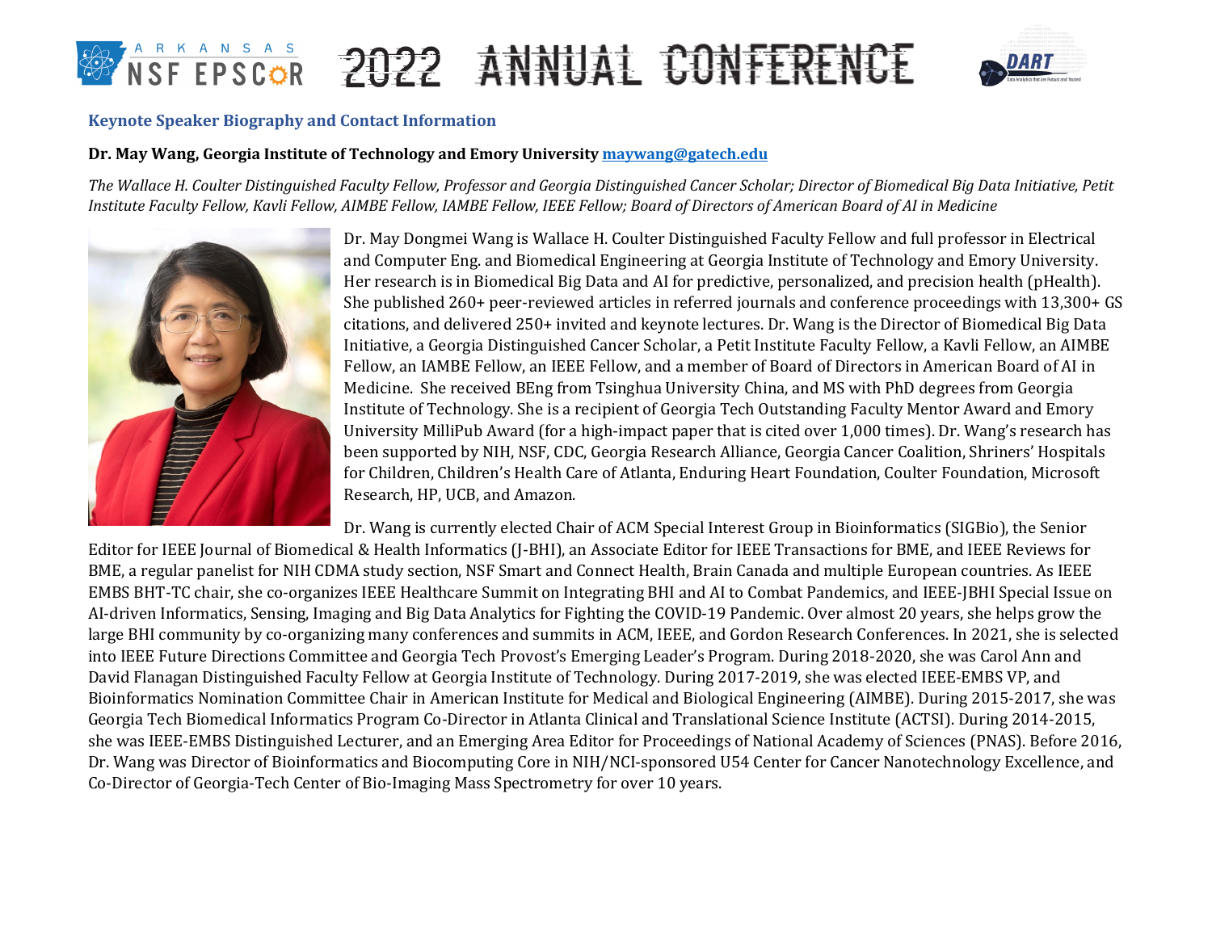### Keynote Speaker Biography and Contact Information

**Dr. May Wang, Georgia Institute of Technology and Emory University [maywang@gatech.edu](mailto:maywang@gatech.edu)**

*The Wallace H. Coulter Distinguished Faculty Fellow, Professor and Georgia Distinguished Cancer Scholar; Director of Biomedical Big Data Initiative, Petit Institute Faculty Fellow, Kavli Fellow, AIMBE Fellow, IAMBE Fellow, IEEE Fellow; Board of Directors of American Board of AI in Medicine*

Dr. May Dongmei Wang is Wallace H. Coulter Distinguished Faculty Fellow and full professor in Electrical and Computer Eng. and Biomedical Engineering at Georgia Institute of Technology and Emory University. Her research is in Biomedical Big Data and AI for predictive, personalized, and precision health (pHealth). She published 260+ peer-reviewed articles in referred journals and conference proceedings with 13,300+ GS citations, and delivered 250+ invited and keynote lectures. Dr. Wang is the Director of Biomedical Big Data Initiative, a Georgia Distinguished Cancer Scholar, a Petit Institute Faculty Fellow, a Kavli Fellow, an AIMBE Fellow, an IAMBE Fellow, an IEEE Fellow, and a member of Board of Directors in American Board of AI in Medicine. She received BEng from Tsinghua University China, and MS with PhD degrees from Georgia Institute of Technology. She is a recipient of Georgia Tech Outstanding Faculty Mentor Award and Emory University MilliPub Award (for a high-impact paper that is cited over 1,000 times). Dr. Wang's research has been supported by NIH, NSF, CDC, Georgia Research Alliance, Georgia Cancer Coalition, Shriners' Hospitals for Children, Children's Health Care of Atlanta, Enduring Heart Foundation, Coulter Foundation, Microsoft Research, HP, UCB, and Amazon.

Dr. Wang is currently elected Chair of ACM Special Interest Group in Bioinformatics (SIGBio), the Senior Editor for IEEE Journal of Biomedical & Health Informatics (J-BHI), an Associate Editor for IEEE Transactions for BME, and IEEE Reviews for BME, a regular panelist for NIH CDMA study section, NSF Smart and Connect Health, Brain Canada and multiple European countries. As IEEE EMBS BHT-TC chair, she co-organizes IEEE Healthcare Summit on Integrating BHI and AI to Combat Pandemics, and IEEE-JBHI Special Issue on AI-driven Informatics, Sensing, Imaging and Big Data Analytics for Fighting the COVID-19 Pandemic. Over almost 20 years, she helps grow the large BHI community by co-organizing many conferences and summits in ACM, IEEE, and Gordon Research Conferences. In 2021, she is selected into IEEE Future Directions Committee and Georgia Tech Provost's Emerging Leader's Program. During 2018-2020, she was Carol Ann and David Flanagan Distinguished Faculty Fellow at Georgia Institute of Technology. During 2017-2019, she was elected IEEE-EMBS VP, and Bioinformatics Nomination Committee Chair in American Institute for Medical and Biological Engineering (AIMBE). During 2015-2017, she was Georgia Tech Biomedical Informatics Program Co-Director in Atlanta Clinical and Translational Science Institute (ACTSI). During 2014-2015, she was IEEE-EMBS Distinguished Lecturer, and an Emerging Area Editor for Proceedings of National Academy of Sciences (PNAS). Before 2016, Dr. Wang was Director of Bioinformatics and Biocomputing Core in NIH/NCI-sponsored U54 Center for Cancer Nanotechnology Excellence, and Co-Director of Georgia-Tech Center of Bio-Imaging Mass Spectrometry for over 10 years.